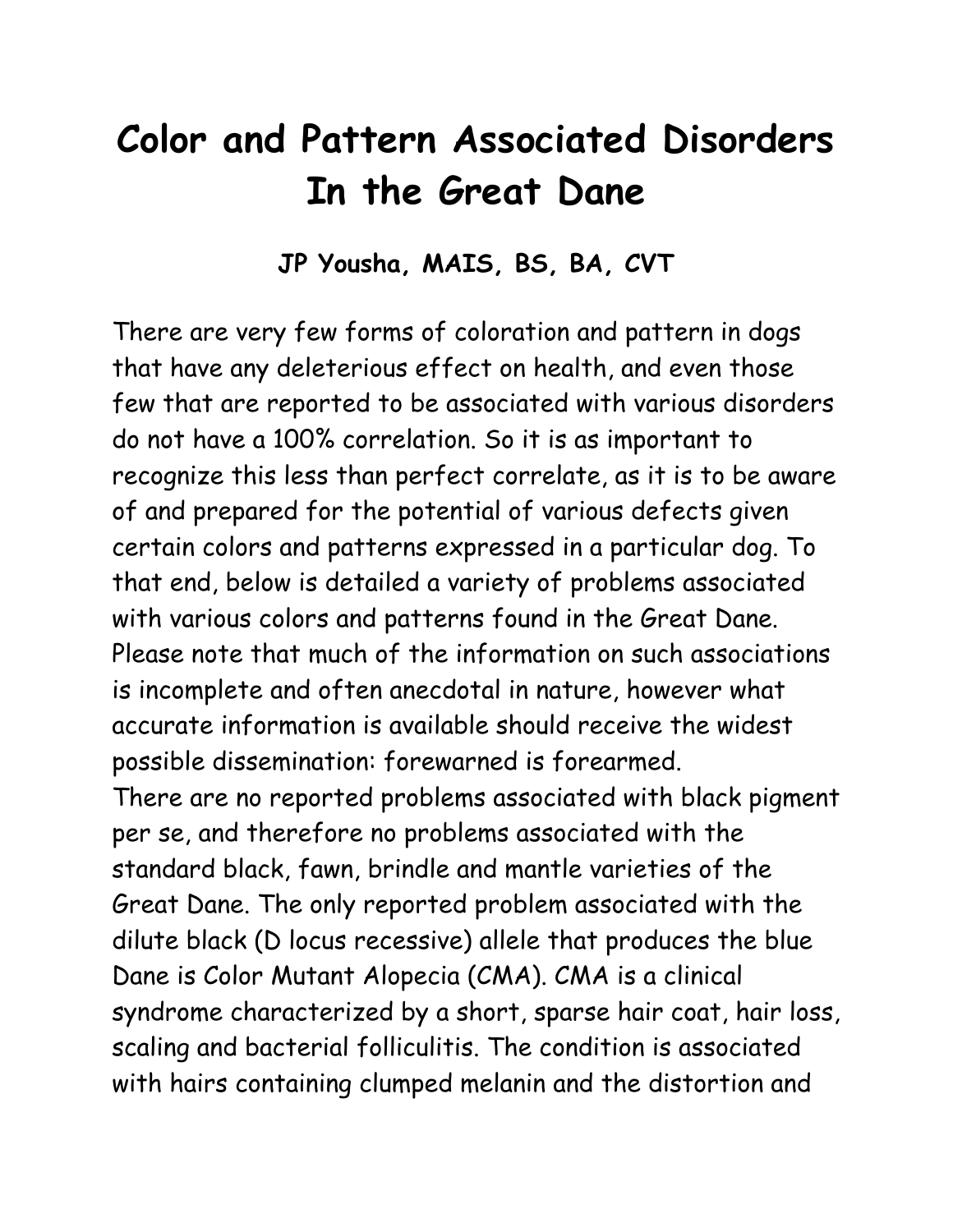# Color and Pattern Associated Disorders In the Great Dane

**JP Yousha, MAIS, BS, BA, CVT**

There are very few forms of coloration and pattern in dogs that have any deleterious effect on health, and even those few that are reported to be associated with various disorders do not have a 100% correlation. So it is as important to recognize this less than perfect correlate, as it is to be aware of and prepared for the potential of various defects given certain colors and patterns expressed in a particular dog. To that end, below is detailed a variety of problems associated with various colors and patterns found in the Great Dane. Please note that much of the information on such associations is incomplete and often anecdotal in nature, however what accurate information is available should receive the widest possible dissemination: forewarned is forearmed.

There are no reported problems associated with black pigment per se, and therefore no problems associated with the standard black, fawn, brindle and mantle varieties of the Great Dane. The only reported problem associated with the dilute black (D locus recessive) allele that produces the blue Dane is Color Mutant Alopecia (CMA). CMA is a clinical syndrome characterized by a short, sparse hair coat, hair loss, scaling and bacterial folliculitis. The condition is associated with hairs containing clumped melanin and the distortion and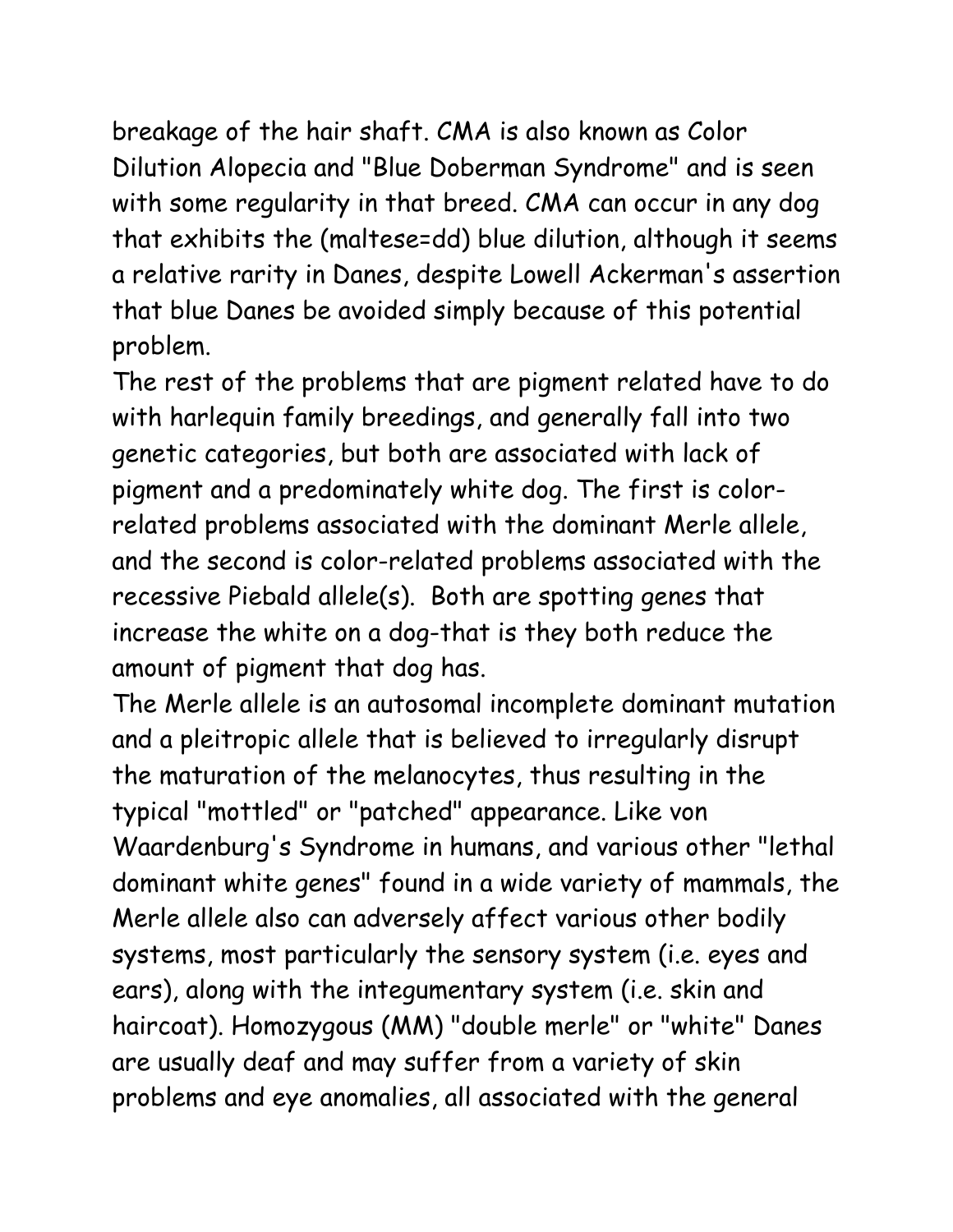breakage of the hair shaft. CMA is also known as Color Dilution Alopecia and "Blue Doberman Syndrome" and is seen with some regularity in that breed. CMA can occur in any dog that exhibits the (maltese=dd) blue dilution, although it seems a relative rarity in Danes, despite Lowell Ackerman's assertion that blue Danes be avoided simply because of this potential problem.

The rest of the problems that are pigment related have to do with harlequin family breedings, and generally fall into two genetic categories, but both are associated with lack of pigment and a predominately white dog. The first is color-related problems associated with the dominant Merle allele, and the second is color-related problems associated with the recessive Piebald allele(s). Both are spotting genes that increase the white on a dog-that is they both reduce the amount of pigment that dog has.

The Merle allele is an autosomal incomplete dominant mutation and a pleitropic allele that is believed to irregularly disrupt the maturation of the melanocytes, thus resulting in the typical "mottled" or "patched" appearance. Like von Waardenburg's Syndrome in humans, and various other "lethal dominant white genes" found in a wide variety of mammals, the Merle allele also can adversely affect various other bodily systems, most particularly the sensory system (i.e. eyes and ears), along with the integumentary system (i.e. skin and haircoat). Homozygous (MM) "double merle" or "white" Danes are usually deaf and may suffer from a variety of skin problems and eye anomalies, all associated with the general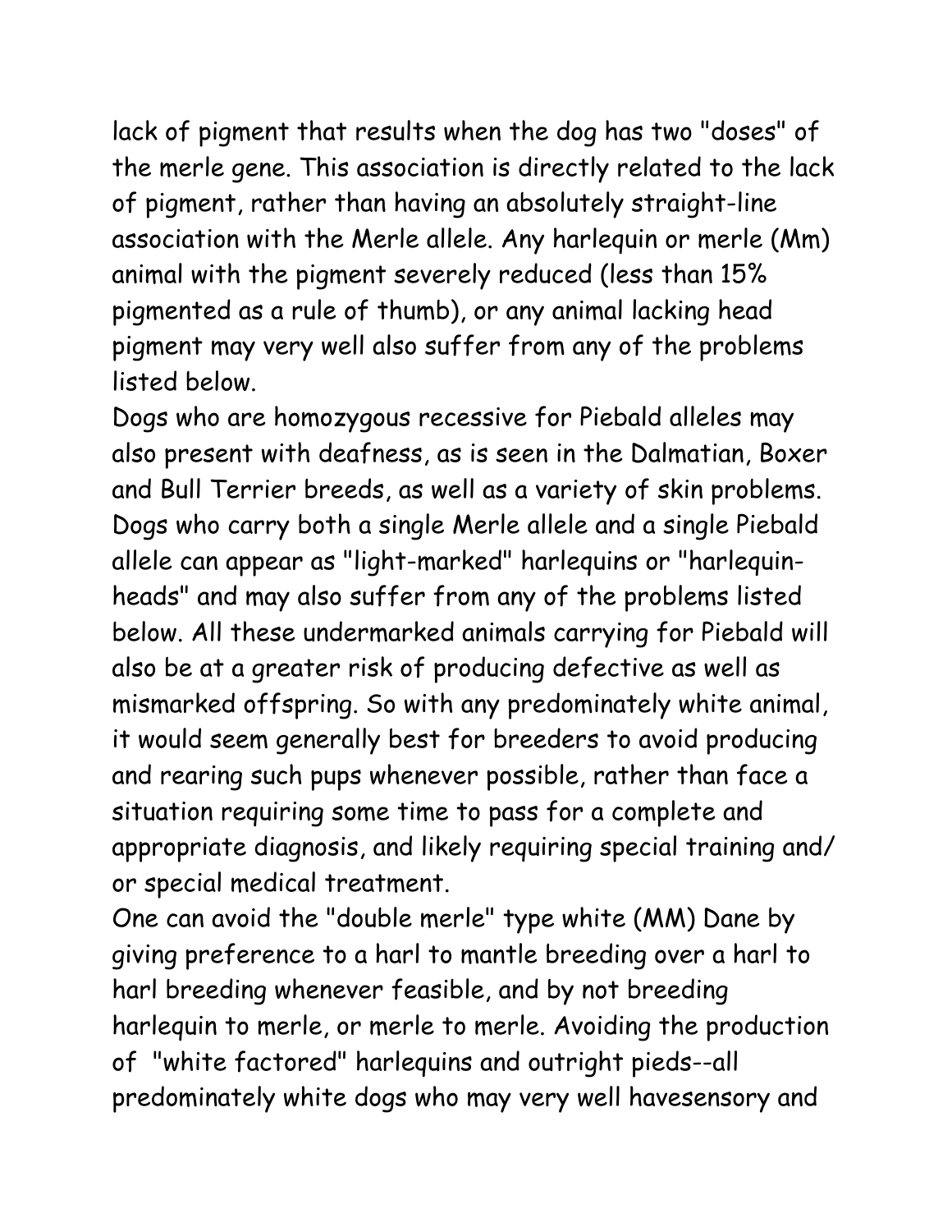lack of pigment that results when the dog has two "doses" of the merle gene. This association is directly related to the lack of pigment, rather than having an absolutely straight-line association with the Merle allele. Any harlequin or merle (Mm) animal with the pigment severely reduced (less than 15% pigmented as a rule of thumb), or any animal lacking head pigment may very well also suffer from any of the problems listed below.

Dogs who are homozygous recessive for Piebald alleles may also present with deafness, as is seen in the Dalmatian, Boxer and Bull Terrier breeds, as well as a variety of skin problems. Dogs who carry both a single Merle allele and a single Piebald allele can appear as "light-marked" harlequins or "harlequin-heads" and may also suffer from any of the problems listed below. All these undermarked animals carrying for Piebald will also be at a greater risk of producing defective as well as mismarked offspring. So with any predominately white animal, it would seem generally best for breeders to avoid producing and rearing such pups whenever possible, rather than face a situation requiring some time to pass for a complete and appropriate diagnosis, and likely requiring special training and/or special medical treatment.

One can avoid the "double merle" type white (MM) Dane by giving preference to a harl to mantle breeding over a harl to harl breeding whenever feasible, and by not breeding harlequin to merle, or merle to merle. Avoiding the production of "white factored" harlequins and outright pieds--all predominately white dogs who may very well havesensory and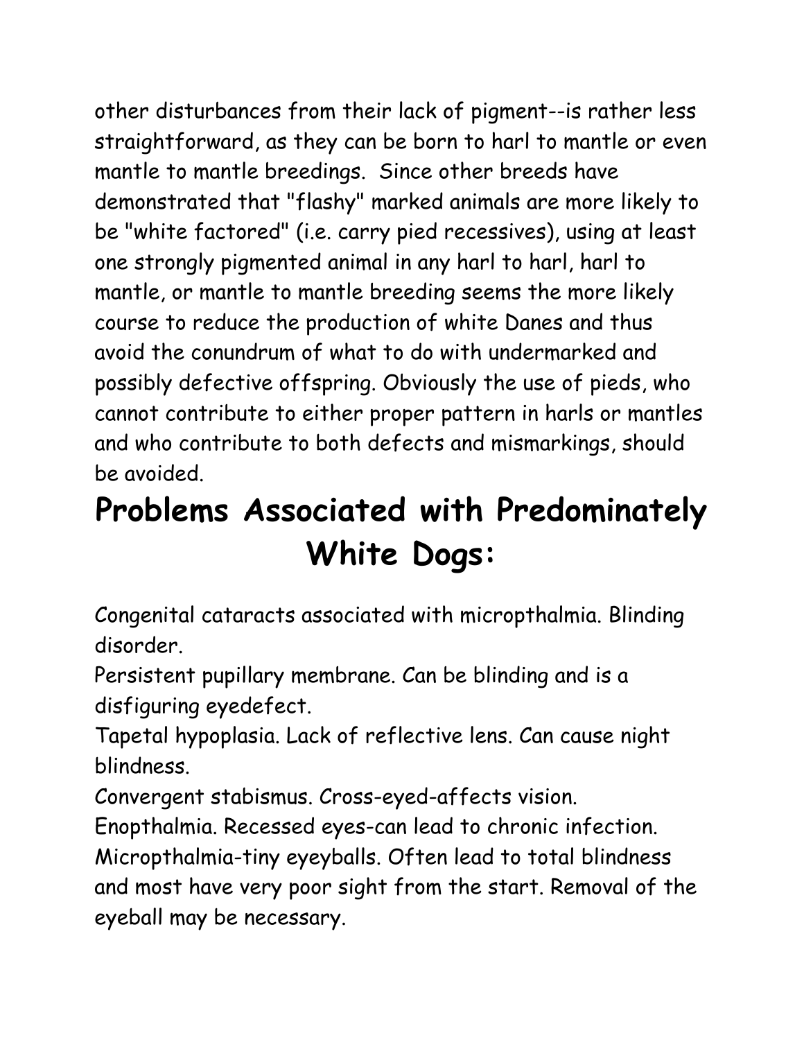other disturbances from their lack of pigment--is rather less straightforward, as they can be born to harl to mantle or even mantle to mantle breedings. Since other breeds have demonstrated that "flashy" marked animals are more likely to be "white factored" (i.e. carry pied recessives), using at least one strongly pigmented animal in any harl to harl, harl to mantle, or mantle to mantle breeding seems the more likely course to reduce the production of white Danes and thus avoid the conundrum of what to do with undermarked and possibly defective offspring. Obviously the use of pieds, who cannot contribute to either proper pattern in harls or mantles and who contribute to both defects and mismarkings, should be avoided.

# Problems Associated with Predominately White Dogs:

Congenital cataracts associated with micropthalmia. Blinding disorder.
Persistent pupillary membrane. Can be blinding and is a disfiguring eyedefect.
Tapetal hypoplasia. Lack of reflective lens. Can cause night blindness.
Convergent stabismus. Cross-eyed-affects vision.
Enopthalmia. Recessed eyes-can lead to chronic infection.
Micropthalmia-tiny eyeyballs. Often lead to total blindness and most have very poor sight from the start. Removal of the eyeball may be necessary.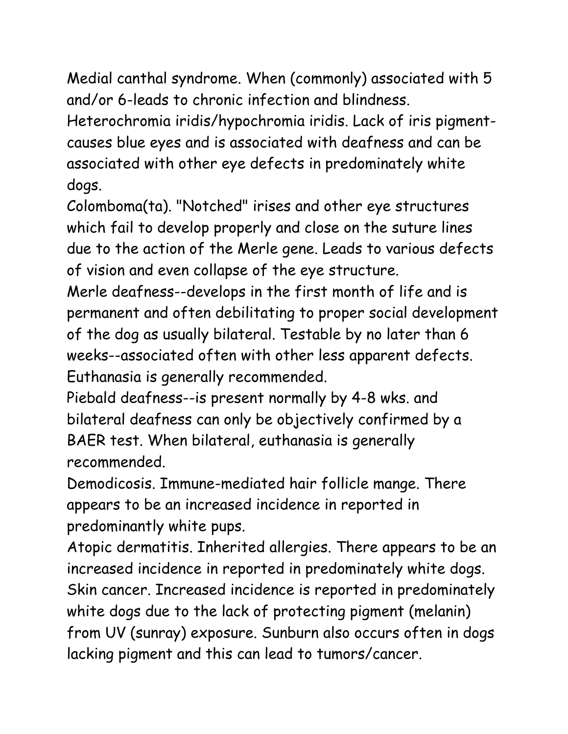Medial canthal syndrome. When (commonly) associated with 5 and/or 6-leads to chronic infection and blindness.

Heterochromia iridis/hypochromia iridis. Lack of iris pigment-causes blue eyes and is associated with deafness and can be associated with other eye defects in predominately white dogs.

Colomboma(ta). "Notched" irises and other eye structures which fail to develop properly and close on the suture lines due to the action of the Merle gene. Leads to various defects of vision and even collapse of the eye structure.

Merle deafness--develops in the first month of life and is permanent and often debilitating to proper social development of the dog as usually bilateral. Testable by no later than 6 weeks--associated often with other less apparent defects. Euthanasia is generally recommended.

Piebald deafness--is present normally by 4-8 wks. and bilateral deafness can only be objectively confirmed by a BAER test. When bilateral, euthanasia is generally recommended.

Demodicosis. Immune-mediated hair follicle mange. There appears to be an increased incidence in reported in predominantly white pups.

Atopic dermatitis. Inherited allergies. There appears to be an increased incidence in reported in predominately white dogs.

Skin cancer. Increased incidence is reported in predominately white dogs due to the lack of protecting pigment (melanin) from UV (sunray) exposure. Sunburn also occurs often in dogs lacking pigment and this can lead to tumors/cancer.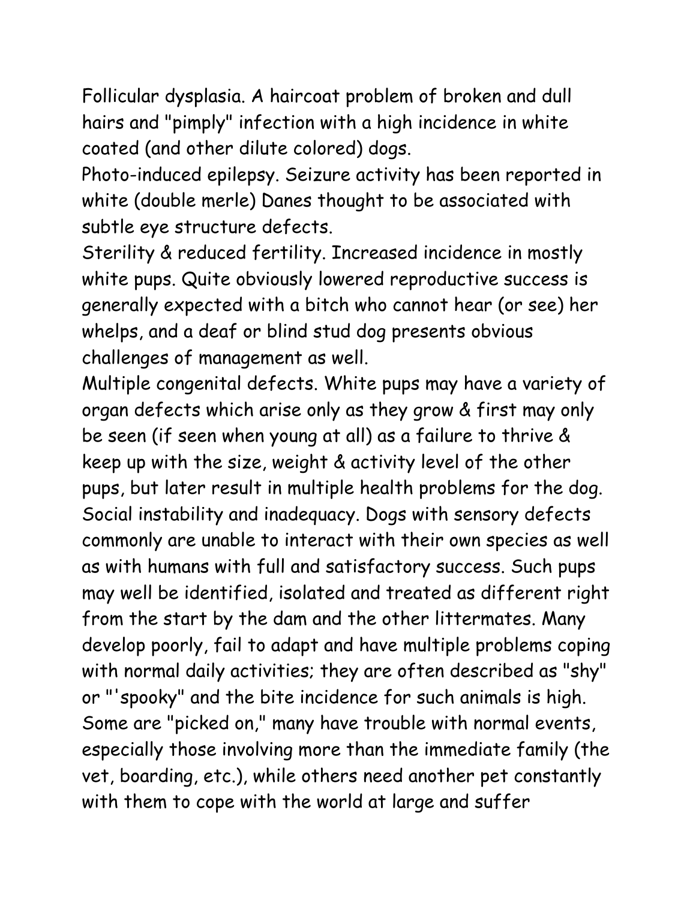Follicular dysplasia. A haircoat problem of broken and dull hairs and "pimply" infection with a high incidence in white coated (and other dilute colored) dogs.

Photo-induced epilepsy. Seizure activity has been reported in white (double merle) Danes thought to be associated with subtle eye structure defects.

Sterility & reduced fertility. Increased incidence in mostly white pups. Quite obviously lowered reproductive success is generally expected with a bitch who cannot hear (or see) her whelps, and a deaf or blind stud dog presents obvious challenges of management as well.

Multiple congenital defects. White pups may have a variety of organ defects which arise only as they grow & first may only be seen (if seen when young at all) as a failure to thrive & keep up with the size, weight & activity level of the other pups, but later result in multiple health problems for the dog.

Social instability and inadequacy. Dogs with sensory defects commonly are unable to interact with their own species as well as with humans with full and satisfactory success. Such pups may well be identified, isolated and treated as different right from the start by the dam and the other littermates. Many develop poorly, fail to adapt and have multiple problems coping with normal daily activities; they are often described as "shy" or "'spooky" and the bite incidence for such animals is high. Some are "picked on," many have trouble with normal events, especially those involving more than the immediate family (the vet, boarding, etc.), while others need another pet constantly with them to cope with the world at large and suffer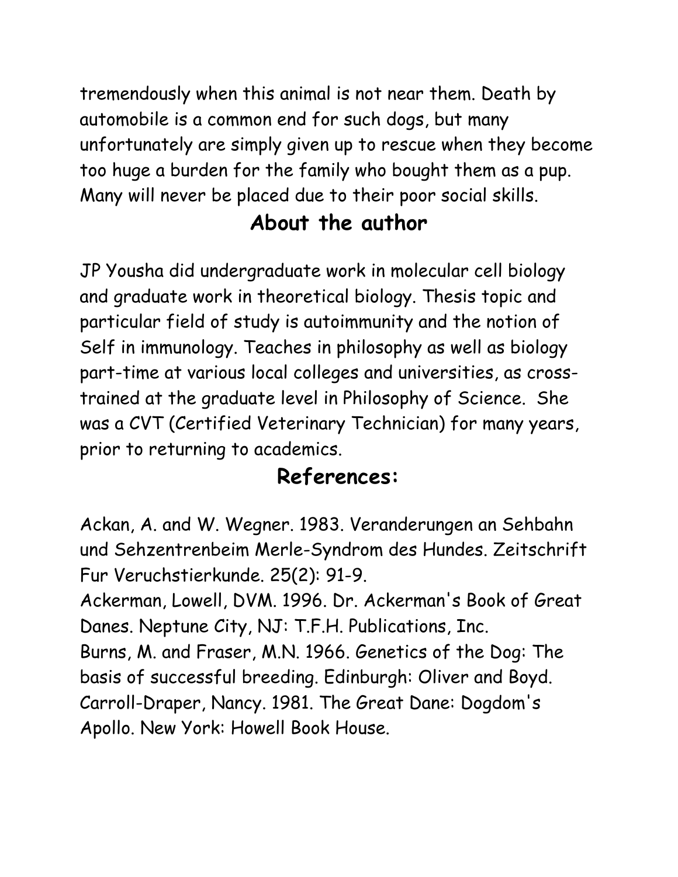tremendously when this animal is not near them. Death by automobile is a common end for such dogs, but many unfortunately are simply given up to rescue when they become too huge a burden for the family who bought them as a pup. Many will never be placed due to their poor social skills.

## About the author

JP Yousha did undergraduate work in molecular cell biology and graduate work in theoretical biology. Thesis topic and particular field of study is autoimmunity and the notion of Self in immunology. Teaches in philosophy as well as biology part-time at various local colleges and universities, as cross-trained at the graduate level in Philosophy of Science. She was a CVT (Certified Veterinary Technician) for many years, prior to returning to academics.

## References:

Ackan, A. and W. Wegner. 1983. Veranderungen an Sehbahn und Sehzentrenbeim Merle-Syndrom des Hundes. Zeitschrift Fur Veruchstierkunde. 25(2): 91-9.

Ackerman, Lowell, DVM. 1996. Dr. Ackerman's Book of Great Danes. Neptune City, NJ: T.F.H. Publications, Inc.

Burns, M. and Fraser, M.N. 1966. Genetics of the Dog: The basis of successful breeding. Edinburgh: Oliver and Boyd.

Carroll-Draper, Nancy. 1981. The Great Dane: Dogdom's Apollo. New York: Howell Book House.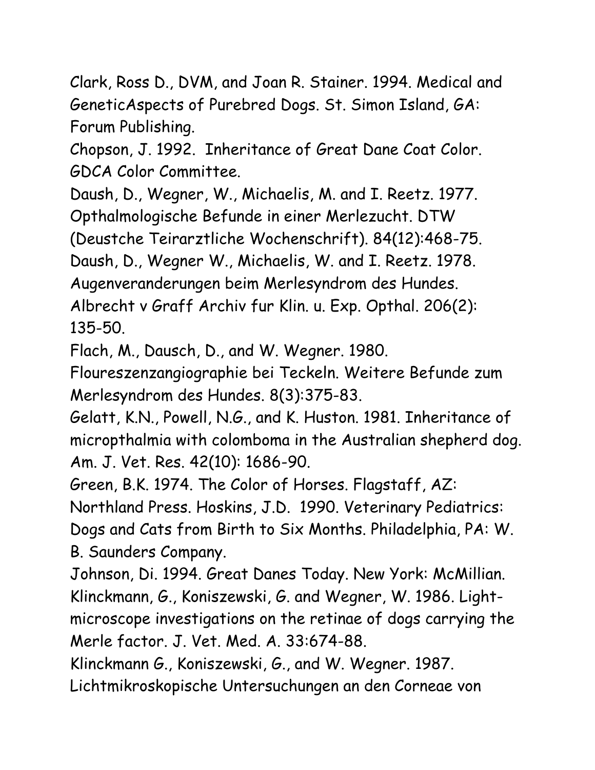Clark, Ross D., DVM, and Joan R. Stainer. 1994. Medical and GeneticAspects of Purebred Dogs. St. Simon Island, GA: Forum Publishing.

Chopson, J. 1992. Inheritance of Great Dane Coat Color. GDCA Color Committee.

Daush, D., Wegner, W., Michaelis, M. and I. Reetz. 1977. Opthalmologische Befunde in einer Merlezucht. DTW (Deustche Teirarztliche Wochenschrift). 84(12):468-75.

Daush, D., Wegner W., Michaelis, W. and I. Reetz. 1978. Augenveranderungen beim Merlesyndrom des Hundes. Albrecht v Graff Archiv fur Klin. u. Exp. Opthal. 206(2): 135-50.

Flach, M., Dausch, D., and W. Wegner. 1980. Floureszenzangiographie bei Teckeln. Weitere Befunde zum Merlesyndrom des Hundes. 8(3):375-83.

Gelatt, K.N., Powell, N.G., and K. Huston. 1981. Inheritance of micropthalmia with colomboma in the Australian shepherd dog. Am. J. Vet. Res. 42(10): 1686-90.

Green, B.K. 1974. The Color of Horses. Flagstaff, AZ: Northland Press. Hoskins, J.D. 1990. Veterinary Pediatrics: Dogs and Cats from Birth to Six Months. Philadelphia, PA: W. B. Saunders Company.

Johnson, Di. 1994. Great Danes Today. New York: McMillian.

Klinckmann, G., Koniszewski, G. and Wegner, W. 1986. Light-microscope investigations on the retinae of dogs carrying the Merle factor. J. Vet. Med. A. 33:674-88.

Klinckmann G., Koniszewski, G., and W. Wegner. 1987. Lichtmikroskopische Untersuchungen an den Corneae von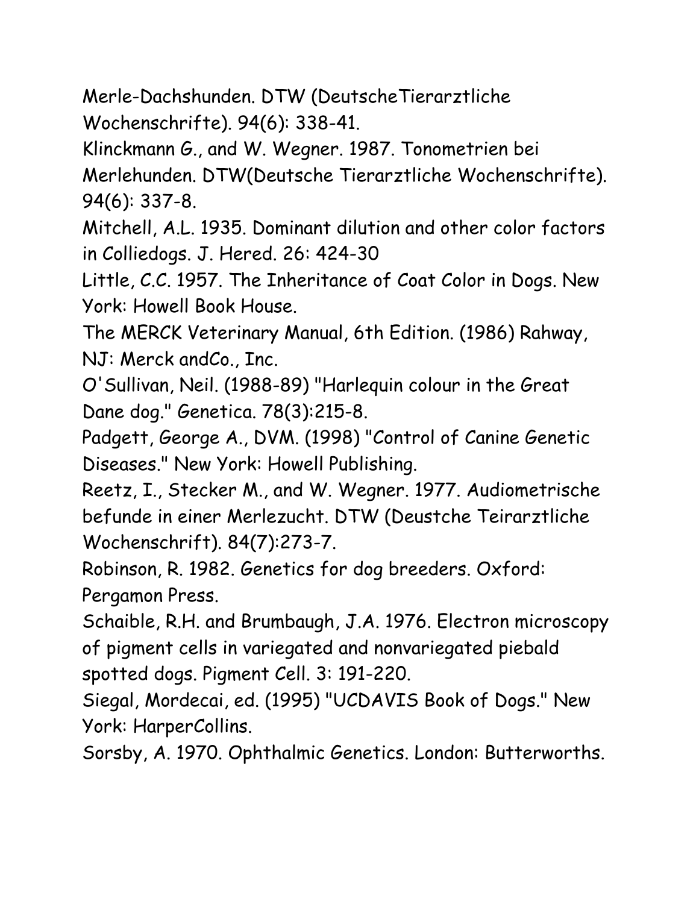Merle-Dachshunden. DTW (DeutscheTierarztliche Wochenschrifte). 94(6): 338-41.

Klinckmann G., and W. Wegner. 1987. Tonometrien bei Merlehunden. DTW(Deutsche Tierarztliche Wochenschrifte). 94(6): 337-8.

Mitchell, A.L. 1935. Dominant dilution and other color factors in Colliedogs. J. Hered. 26: 424-30

Little, C.C. 1957. The Inheritance of Coat Color in Dogs. New York: Howell Book House.

The MERCK Veterinary Manual, 6th Edition. (1986) Rahway, NJ: Merck andCo., Inc.

O'Sullivan, Neil. (1988-89) "Harlequin colour in the Great Dane dog." Genetica. 78(3):215-8.

Padgett, George A., DVM. (1998) "Control of Canine Genetic Diseases." New York: Howell Publishing.

Reetz, I., Stecker M., and W. Wegner. 1977. Audiometrische befunde in einer Merlezucht. DTW (Deustche Teirarztliche Wochenschrift). 84(7):273-7.

Robinson, R. 1982. Genetics for dog breeders. Oxford: Pergamon Press.

Schaible, R.H. and Brumbaugh, J.A. 1976. Electron microscopy of pigment cells in variegated and nonvariegated piebald spotted dogs. Pigment Cell. 3: 191-220.

Siegal, Mordecai, ed. (1995) "UCDAVIS Book of Dogs." New York: HarperCollins.

Sorsby, A. 1970. Ophthalmic Genetics. London: Butterworths.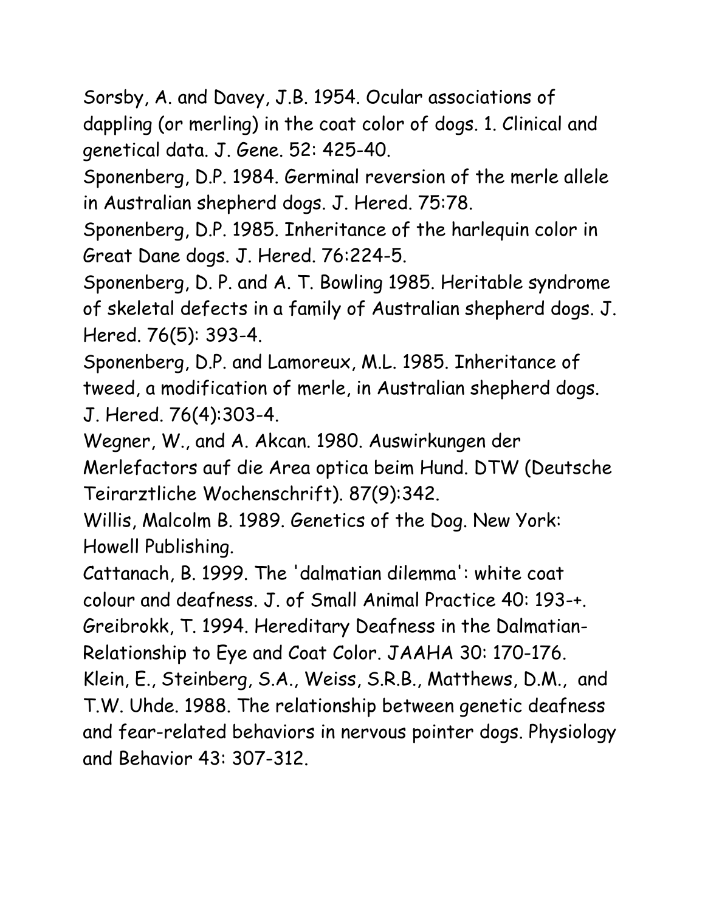Sorsby, A. and Davey, J.B. 1954. Ocular associations of dappling (or merling) in the coat color of dogs. 1. Clinical and genetical data. J. Gene. 52: 425-40.

Sponenberg, D.P. 1984. Germinal reversion of the merle allele in Australian shepherd dogs. J. Hered. 75:78.

Sponenberg, D.P. 1985. Inheritance of the harlequin color in Great Dane dogs. J. Hered. 76:224-5.

Sponenberg, D. P. and A. T. Bowling 1985. Heritable syndrome of skeletal defects in a family of Australian shepherd dogs. J. Hered. 76(5): 393-4.

Sponenberg, D.P. and Lamoreux, M.L. 1985. Inheritance of tweed, a modification of merle, in Australian shepherd dogs. J. Hered. 76(4):303-4.

Wegner, W., and A. Akcan. 1980. Auswirkungen der Merlefactors auf die Area optica beim Hund. DTW (Deutsche Teirarztliche Wochenschrift). 87(9):342.

Willis, Malcolm B. 1989. Genetics of the Dog. New York: Howell Publishing.

Cattanach, B. 1999. The 'dalmatian dilemma': white coat colour and deafness. J. of Small Animal Practice 40: 193-+.

Greibrokk, T. 1994. Hereditary Deafness in the Dalmatian-Relationship to Eye and Coat Color. JAAHA 30: 170-176.

Klein, E., Steinberg, S.A., Weiss, S.R.B., Matthews, D.M., and T.W. Uhde. 1988. The relationship between genetic deafness and fear-related behaviors in nervous pointer dogs. Physiology and Behavior 43: 307-312.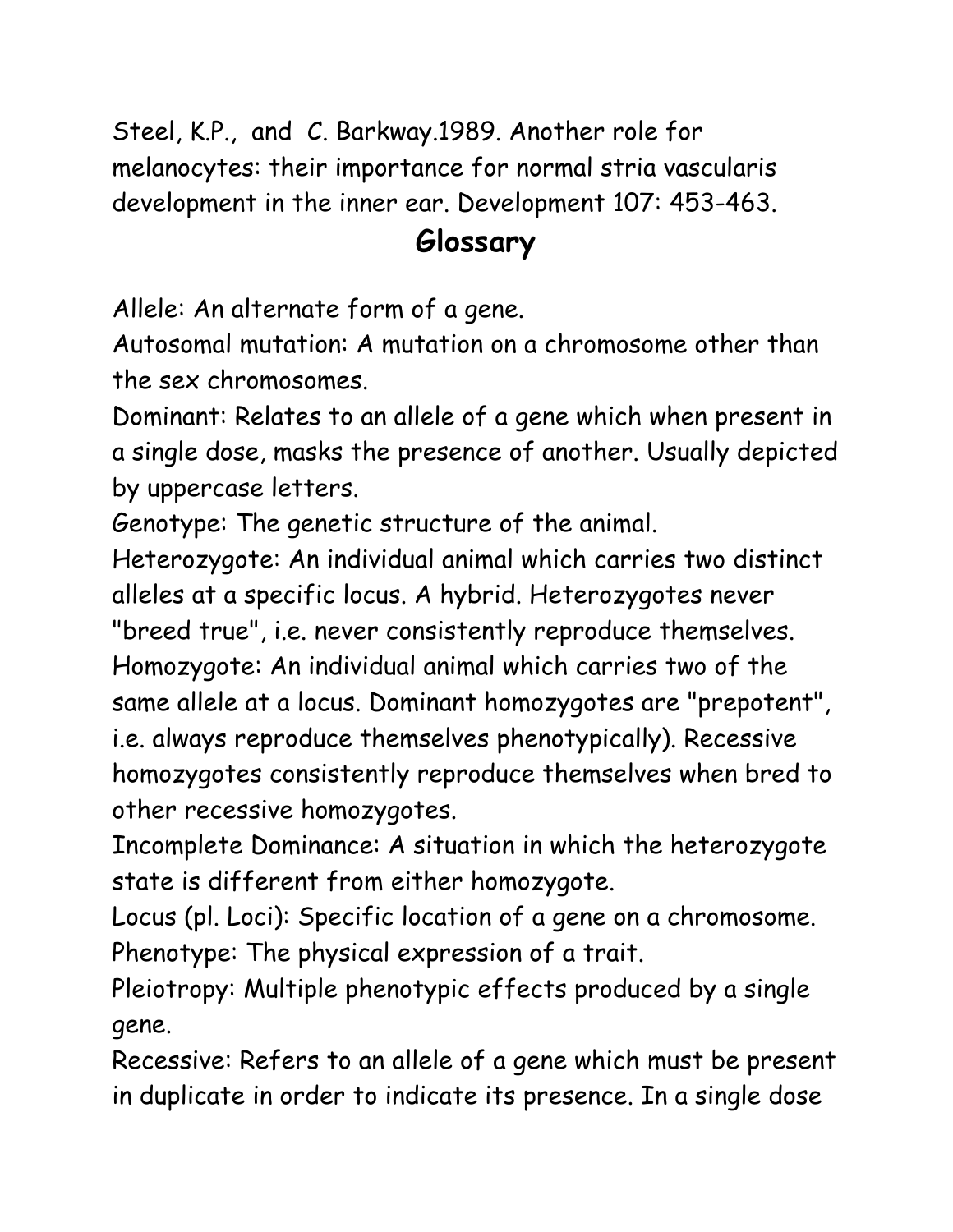Steel, K.P., and C. Barkway.1989. Another role for melanocytes: their importance for normal stria vascularis development in the inner ear. Development 107: 453-463.

## Glossary

Allele: An alternate form of a gene.

Autosomal mutation: A mutation on a chromosome other than the sex chromosomes.

Dominant: Relates to an allele of a gene which when present in a single dose, masks the presence of another. Usually depicted by uppercase letters.

Genotype: The genetic structure of the animal.

Heterozygote: An individual animal which carries two distinct alleles at a specific locus. A hybrid. Heterozygotes never "breed true", i.e. never consistently reproduce themselves.

Homozygote: An individual animal which carries two of the same allele at a locus. Dominant homozygotes are "prepotent", i.e. always reproduce themselves phenotypically). Recessive homozygotes consistently reproduce themselves when bred to other recessive homozygotes.

Incomplete Dominance: A situation in which the heterozygote state is different from either homozygote.

Locus (pl. Loci): Specific location of a gene on a chromosome.

Phenotype: The physical expression of a trait.

Pleiotropy: Multiple phenotypic effects produced by a single gene.

Recessive: Refers to an allele of a gene which must be present in duplicate in order to indicate its presence. In a single dose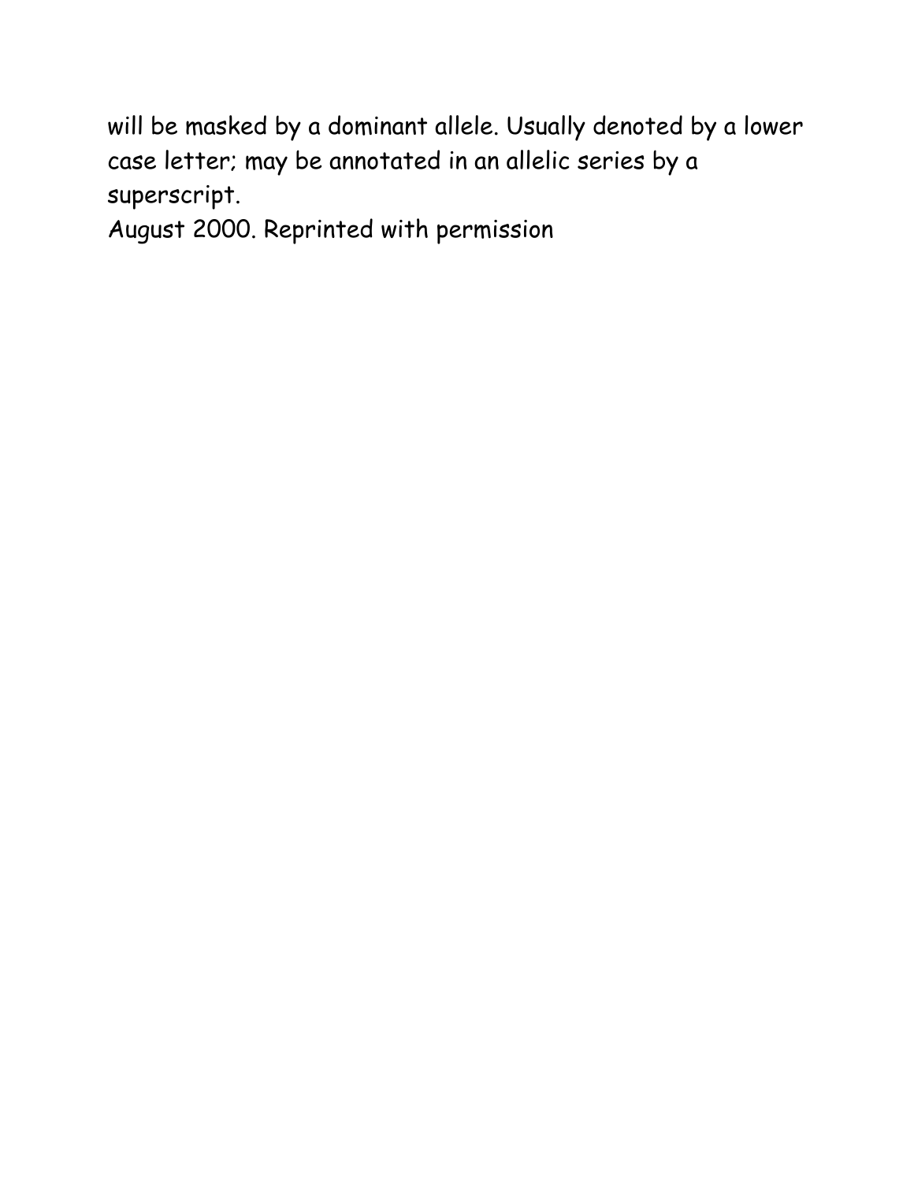will be masked by a dominant allele. Usually denoted by a lower case letter; may be annotated in an allelic series by a superscript.

August 2000. Reprinted with permission